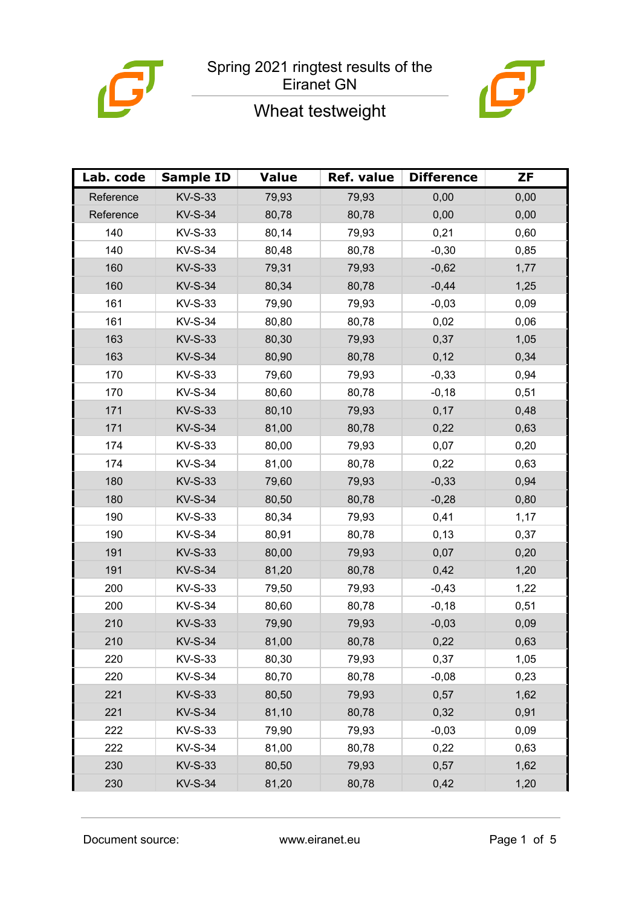# Spring 2021 ringtest results of the Eiranet GN

## Wheat testweight

| Lab. code | Sample ID | Value | Ref. value | Difference | ZF |
|---|---|---|---|---|---|
| Reference | KV-S-33 | 79,93 | 79,93 | 0,00 | 0,00 |
| Reference | KV-S-34 | 80,78 | 80,78 | 0,00 | 0,00 |
| 140 | KV-S-33 | 80,14 | 79,93 | 0,21 | 0,60 |
| 140 | KV-S-34 | 80,48 | 80,78 | -0,30 | 0,85 |
| 160 | KV-S-33 | 79,31 | 79,93 | -0,62 | 1,77 |
| 160 | KV-S-34 | 80,34 | 80,78 | -0,44 | 1,25 |
| 161 | KV-S-33 | 79,90 | 79,93 | -0,03 | 0,09 |
| 161 | KV-S-34 | 80,80 | 80,78 | 0,02 | 0,06 |
| 163 | KV-S-33 | 80,30 | 79,93 | 0,37 | 1,05 |
| 163 | KV-S-34 | 80,90 | 80,78 | 0,12 | 0,34 |
| 170 | KV-S-33 | 79,60 | 79,93 | -0,33 | 0,94 |
| 170 | KV-S-34 | 80,60 | 80,78 | -0,18 | 0,51 |
| 171 | KV-S-33 | 80,10 | 79,93 | 0,17 | 0,48 |
| 171 | KV-S-34 | 81,00 | 80,78 | 0,22 | 0,63 |
| 174 | KV-S-33 | 80,00 | 79,93 | 0,07 | 0,20 |
| 174 | KV-S-34 | 81,00 | 80,78 | 0,22 | 0,63 |
| 180 | KV-S-33 | 79,60 | 79,93 | -0,33 | 0,94 |
| 180 | KV-S-34 | 80,50 | 80,78 | -0,28 | 0,80 |
| 190 | KV-S-33 | 80,34 | 79,93 | 0,41 | 1,17 |
| 190 | KV-S-34 | 80,91 | 80,78 | 0,13 | 0,37 |
| 191 | KV-S-33 | 80,00 | 79,93 | 0,07 | 0,20 |
| 191 | KV-S-34 | 81,20 | 80,78 | 0,42 | 1,20 |
| 200 | KV-S-33 | 79,50 | 79,93 | -0,43 | 1,22 |
| 200 | KV-S-34 | 80,60 | 80,78 | -0,18 | 0,51 |
| 210 | KV-S-33 | 79,90 | 79,93 | -0,03 | 0,09 |
| 210 | KV-S-34 | 81,00 | 80,78 | 0,22 | 0,63 |
| 220 | KV-S-33 | 80,30 | 79,93 | 0,37 | 1,05 |
| 220 | KV-S-34 | 80,70 | 80,78 | -0,08 | 0,23 |
| 221 | KV-S-33 | 80,50 | 79,93 | 0,57 | 1,62 |
| 221 | KV-S-34 | 81,10 | 80,78 | 0,32 | 0,91 |
| 222 | KV-S-33 | 79,90 | 79,93 | -0,03 | 0,09 |
| 222 | KV-S-34 | 81,00 | 80,78 | 0,22 | 0,63 |
| 230 | KV-S-33 | 80,50 | 79,93 | 0,57 | 1,62 |
| 230 | KV-S-34 | 81,20 | 80,78 | 0,42 | 1,20 |

Document source: www.eiranet.eu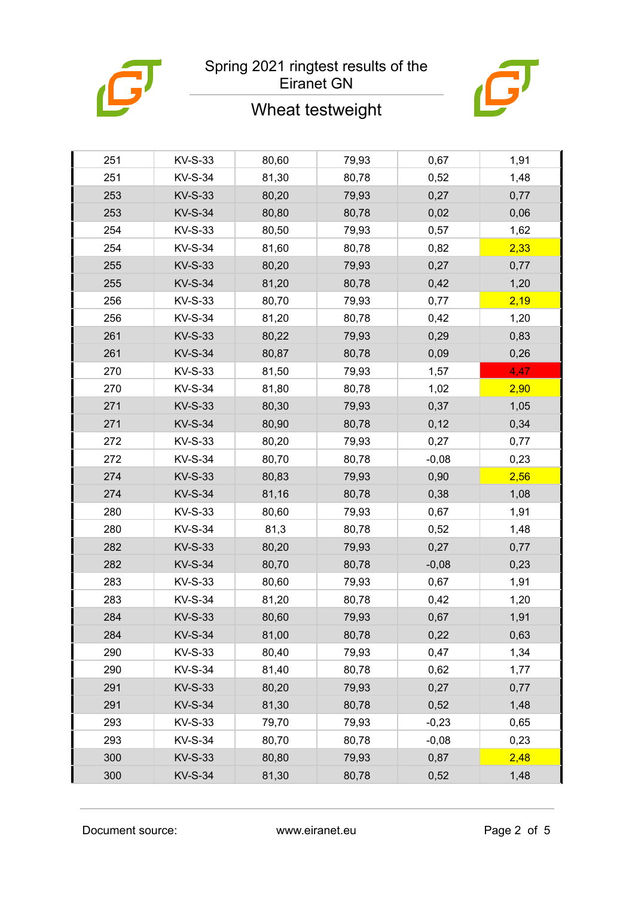# Spring 2021 ringtest results of the Eiranet GN

## Wheat testweight

| | | | | | |
|---|---|---|---|---|---|
| 251 | KV-S-33 | 80,60 | 79,93 | 0,67 | 1,91 |
| 251 | KV-S-34 | 81,30 | 80,78 | 0,52 | 1,48 |
| 253 | KV-S-33 | 80,20 | 79,93 | 0,27 | 0,77 |
| 253 | KV-S-34 | 80,80 | 80,78 | 0,02 | 0,06 |
| 254 | KV-S-33 | 80,50 | 79,93 | 0,57 | 1,62 |
| 254 | KV-S-34 | 81,60 | 80,78 | 0,82 | 2,33 |
| 255 | KV-S-33 | 80,20 | 79,93 | 0,27 | 0,77 |
| 255 | KV-S-34 | 81,20 | 80,78 | 0,42 | 1,20 |
| 256 | KV-S-33 | 80,70 | 79,93 | 0,77 | 2,19 |
| 256 | KV-S-34 | 81,20 | 80,78 | 0,42 | 1,20 |
| 261 | KV-S-33 | 80,22 | 79,93 | 0,29 | 0,83 |
| 261 | KV-S-34 | 80,87 | 80,78 | 0,09 | 0,26 |
| 270 | KV-S-33 | 81,50 | 79,93 | 1,57 | 4,47 |
| 270 | KV-S-34 | 81,80 | 80,78 | 1,02 | 2,90 |
| 271 | KV-S-33 | 80,30 | 79,93 | 0,37 | 1,05 |
| 271 | KV-S-34 | 80,90 | 80,78 | 0,12 | 0,34 |
| 272 | KV-S-33 | 80,20 | 79,93 | 0,27 | 0,77 |
| 272 | KV-S-34 | 80,70 | 80,78 | -0,08 | 0,23 |
| 274 | KV-S-33 | 80,83 | 79,93 | 0,90 | 2,56 |
| 274 | KV-S-34 | 81,16 | 80,78 | 0,38 | 1,08 |
| 280 | KV-S-33 | 80,60 | 79,93 | 0,67 | 1,91 |
| 280 | KV-S-34 | 81,3 | 80,78 | 0,52 | 1,48 |
| 282 | KV-S-33 | 80,20 | 79,93 | 0,27 | 0,77 |
| 282 | KV-S-34 | 80,70 | 80,78 | -0,08 | 0,23 |
| 283 | KV-S-33 | 80,60 | 79,93 | 0,67 | 1,91 |
| 283 | KV-S-34 | 81,20 | 80,78 | 0,42 | 1,20 |
| 284 | KV-S-33 | 80,60 | 79,93 | 0,67 | 1,91 |
| 284 | KV-S-34 | 81,00 | 80,78 | 0,22 | 0,63 |
| 290 | KV-S-33 | 80,40 | 79,93 | 0,47 | 1,34 |
| 290 | KV-S-34 | 81,40 | 80,78 | 0,62 | 1,77 |
| 291 | KV-S-33 | 80,20 | 79,93 | 0,27 | 0,77 |
| 291 | KV-S-34 | 81,30 | 80,78 | 0,52 | 1,48 |
| 293 | KV-S-33 | 79,70 | 79,93 | -0,23 | 0,65 |
| 293 | KV-S-34 | 80,70 | 80,78 | -0,08 | 0,23 |
| 300 | KV-S-33 | 80,80 | 79,93 | 0,87 | 2,48 |
| 300 | KV-S-34 | 81,30 | 80,78 | 0,52 | 1,48 |

Document source: www.eiranet.eu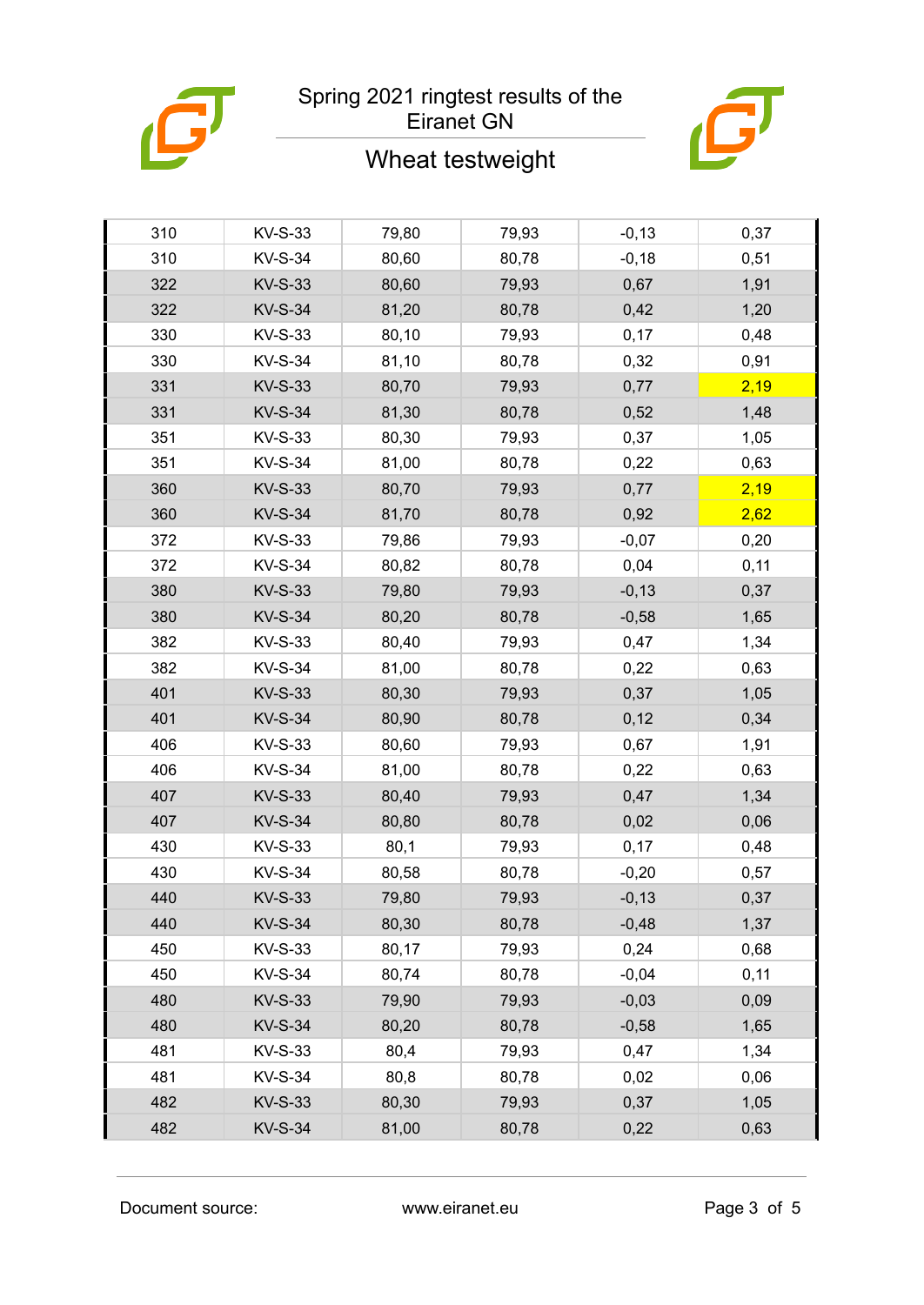Spring 2021 ringtest results of the Eiranet GN

## Wheat testweight

| | | | | | |
|---|---|---|---|---|---|
| 310 | KV-S-33 | 79,80 | 79,93 | -0,13 | 0,37 |
| 310 | KV-S-34 | 80,60 | 80,78 | -0,18 | 0,51 |
| 322 | KV-S-33 | 80,60 | 79,93 | 0,67 | 1,91 |
| 322 | KV-S-34 | 81,20 | 80,78 | 0,42 | 1,20 |
| 330 | KV-S-33 | 80,10 | 79,93 | 0,17 | 0,48 |
| 330 | KV-S-34 | 81,10 | 80,78 | 0,32 | 0,91 |
| 331 | KV-S-33 | 80,70 | 79,93 | 0,77 | 2,19 |
| 331 | KV-S-34 | 81,30 | 80,78 | 0,52 | 1,48 |
| 351 | KV-S-33 | 80,30 | 79,93 | 0,37 | 1,05 |
| 351 | KV-S-34 | 81,00 | 80,78 | 0,22 | 0,63 |
| 360 | KV-S-33 | 80,70 | 79,93 | 0,77 | 2,19 |
| 360 | KV-S-34 | 81,70 | 80,78 | 0,92 | 2,62 |
| 372 | KV-S-33 | 79,86 | 79,93 | -0,07 | 0,20 |
| 372 | KV-S-34 | 80,82 | 80,78 | 0,04 | 0,11 |
| 380 | KV-S-33 | 79,80 | 79,93 | -0,13 | 0,37 |
| 380 | KV-S-34 | 80,20 | 80,78 | -0,58 | 1,65 |
| 382 | KV-S-33 | 80,40 | 79,93 | 0,47 | 1,34 |
| 382 | KV-S-34 | 81,00 | 80,78 | 0,22 | 0,63 |
| 401 | KV-S-33 | 80,30 | 79,93 | 0,37 | 1,05 |
| 401 | KV-S-34 | 80,90 | 80,78 | 0,12 | 0,34 |
| 406 | KV-S-33 | 80,60 | 79,93 | 0,67 | 1,91 |
| 406 | KV-S-34 | 81,00 | 80,78 | 0,22 | 0,63 |
| 407 | KV-S-33 | 80,40 | 79,93 | 0,47 | 1,34 |
| 407 | KV-S-34 | 80,80 | 80,78 | 0,02 | 0,06 |
| 430 | KV-S-33 | 80,1 | 79,93 | 0,17 | 0,48 |
| 430 | KV-S-34 | 80,58 | 80,78 | -0,20 | 0,57 |
| 440 | KV-S-33 | 79,80 | 79,93 | -0,13 | 0,37 |
| 440 | KV-S-34 | 80,30 | 80,78 | -0,48 | 1,37 |
| 450 | KV-S-33 | 80,17 | 79,93 | 0,24 | 0,68 |
| 450 | KV-S-34 | 80,74 | 80,78 | -0,04 | 0,11 |
| 480 | KV-S-33 | 79,90 | 79,93 | -0,03 | 0,09 |
| 480 | KV-S-34 | 80,20 | 80,78 | -0,58 | 1,65 |
| 481 | KV-S-33 | 80,4 | 79,93 | 0,47 | 1,34 |
| 481 | KV-S-34 | 80,8 | 80,78 | 0,02 | 0,06 |
| 482 | KV-S-33 | 80,30 | 79,93 | 0,37 | 1,05 |
| 482 | KV-S-34 | 81,00 | 80,78 | 0,22 | 0,63 |

Document source: www.eiranet.eu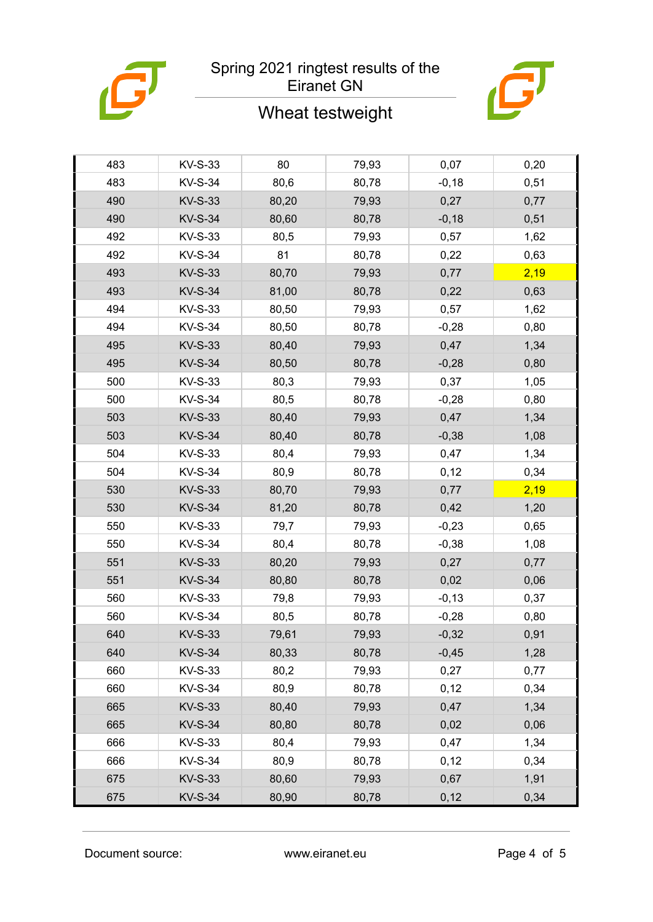# Spring 2021 ringtest results of the Eiranet GN

## Wheat testweight

| | | | | | |
|---|---|---|---|---|---|
| 483 | KV-S-33 | 80 | 79,93 | 0,07 | 0,20 |
| 483 | KV-S-34 | 80,6 | 80,78 | -0,18 | 0,51 |
| 490 | KV-S-33 | 80,20 | 79,93 | 0,27 | 0,77 |
| 490 | KV-S-34 | 80,60 | 80,78 | -0,18 | 0,51 |
| 492 | KV-S-33 | 80,5 | 79,93 | 0,57 | 1,62 |
| 492 | KV-S-34 | 81 | 80,78 | 0,22 | 0,63 |
| 493 | KV-S-33 | 80,70 | 79,93 | 0,77 | 2,19 |
| 493 | KV-S-34 | 81,00 | 80,78 | 0,22 | 0,63 |
| 494 | KV-S-33 | 80,50 | 79,93 | 0,57 | 1,62 |
| 494 | KV-S-34 | 80,50 | 80,78 | -0,28 | 0,80 |
| 495 | KV-S-33 | 80,40 | 79,93 | 0,47 | 1,34 |
| 495 | KV-S-34 | 80,50 | 80,78 | -0,28 | 0,80 |
| 500 | KV-S-33 | 80,3 | 79,93 | 0,37 | 1,05 |
| 500 | KV-S-34 | 80,5 | 80,78 | -0,28 | 0,80 |
| 503 | KV-S-33 | 80,40 | 79,93 | 0,47 | 1,34 |
| 503 | KV-S-34 | 80,40 | 80,78 | -0,38 | 1,08 |
| 504 | KV-S-33 | 80,4 | 79,93 | 0,47 | 1,34 |
| 504 | KV-S-34 | 80,9 | 80,78 | 0,12 | 0,34 |
| 530 | KV-S-33 | 80,70 | 79,93 | 0,77 | 2,19 |
| 530 | KV-S-34 | 81,20 | 80,78 | 0,42 | 1,20 |
| 550 | KV-S-33 | 79,7 | 79,93 | -0,23 | 0,65 |
| 550 | KV-S-34 | 80,4 | 80,78 | -0,38 | 1,08 |
| 551 | KV-S-33 | 80,20 | 79,93 | 0,27 | 0,77 |
| 551 | KV-S-34 | 80,80 | 80,78 | 0,02 | 0,06 |
| 560 | KV-S-33 | 79,8 | 79,93 | -0,13 | 0,37 |
| 560 | KV-S-34 | 80,5 | 80,78 | -0,28 | 0,80 |
| 640 | KV-S-33 | 79,61 | 79,93 | -0,32 | 0,91 |
| 640 | KV-S-34 | 80,33 | 80,78 | -0,45 | 1,28 |
| 660 | KV-S-33 | 80,2 | 79,93 | 0,27 | 0,77 |
| 660 | KV-S-34 | 80,9 | 80,78 | 0,12 | 0,34 |
| 665 | KV-S-33 | 80,40 | 79,93 | 0,47 | 1,34 |
| 665 | KV-S-34 | 80,80 | 80,78 | 0,02 | 0,06 |
| 666 | KV-S-33 | 80,4 | 79,93 | 0,47 | 1,34 |
| 666 | KV-S-34 | 80,9 | 80,78 | 0,12 | 0,34 |
| 675 | KV-S-33 | 80,60 | 79,93 | 0,67 | 1,91 |
| 675 | KV-S-34 | 80,90 | 80,78 | 0,12 | 0,34 |

Document source: www.eiranet.eu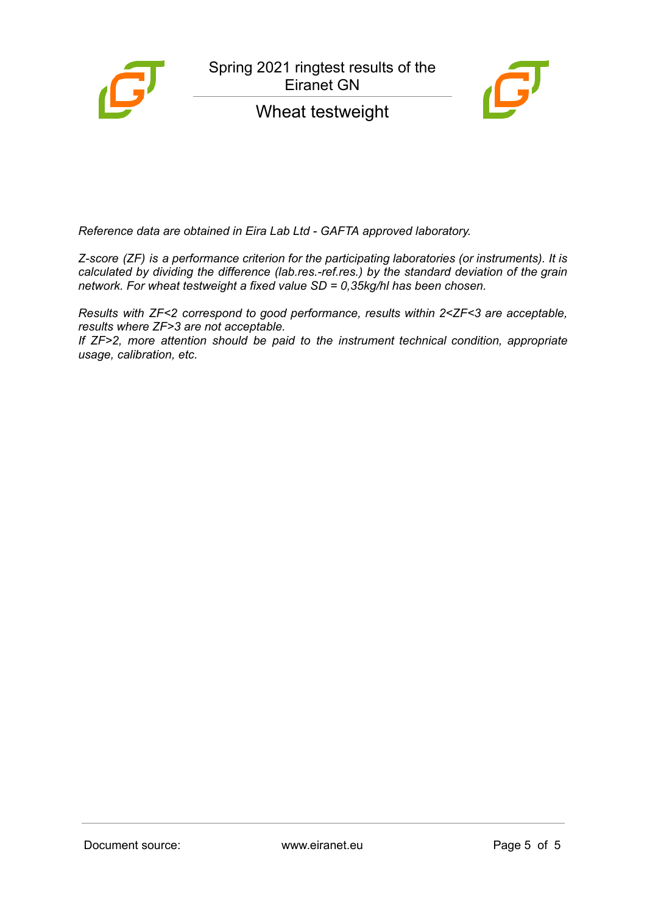*Reference data are obtained in Eira Lab Ltd - GAFTA approved laboratory.*

*Z-score (ZF) is a performance criterion for the participating laboratories (or instruments). It is calculated by dividing the difference (lab.res.-ref.res.) by the standard deviation of the grain network. For wheat testweight a fixed value SD = 0,35kg/hl has been chosen.*

*Results with ZF<2 correspond to good performance, results within 2<ZF<3 are acceptable, results where ZF>3 are not acceptable.*
*If ZF>2, more attention should be paid to the instrument technical condition, appropriate usage, calibration, etc.*